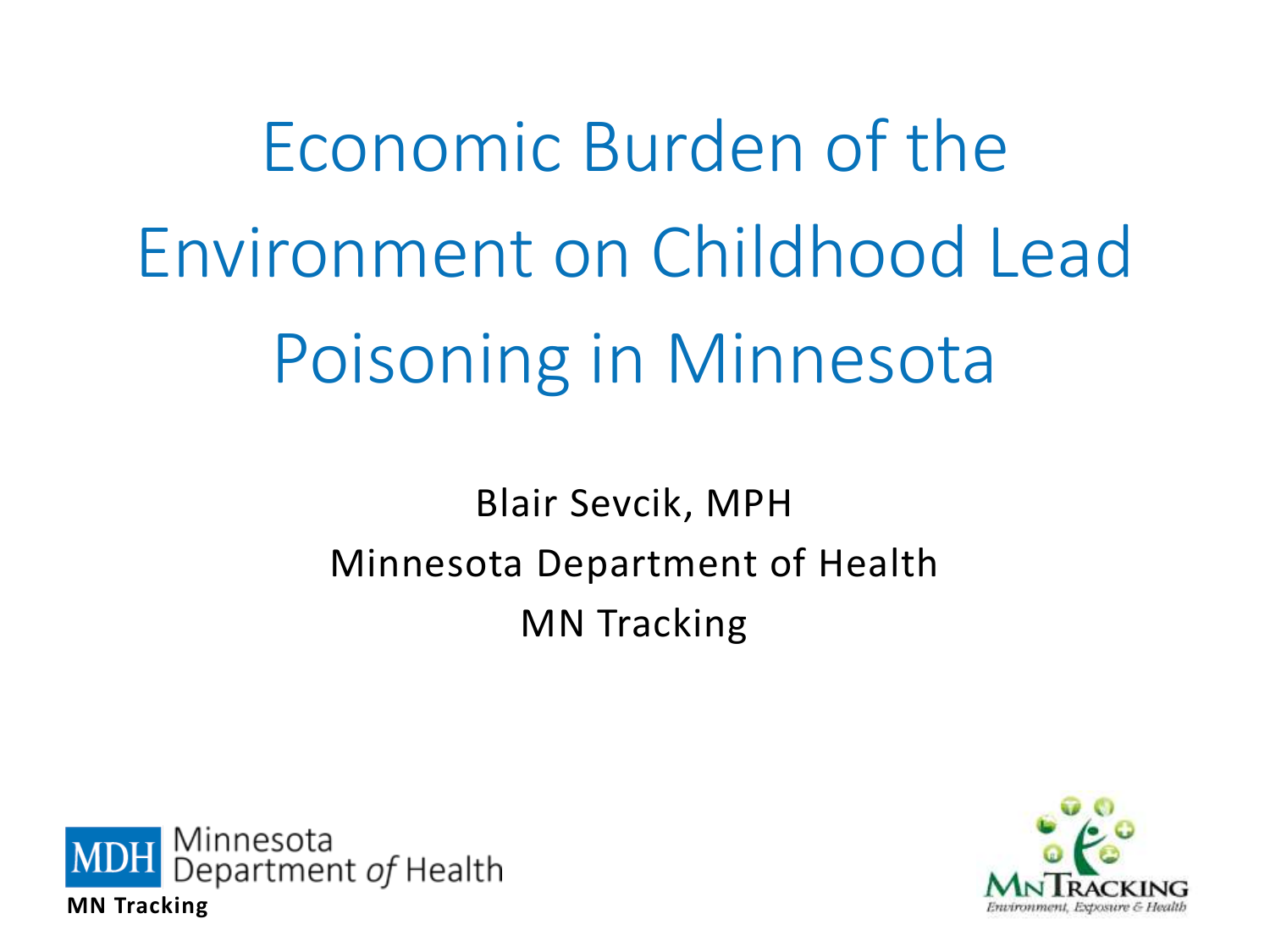# Economic Burden of the Environment on Childhood Lead Poisoning in Minnesota

Blair Sevcik, MPH

Minnesota Department of Health

MN Tracking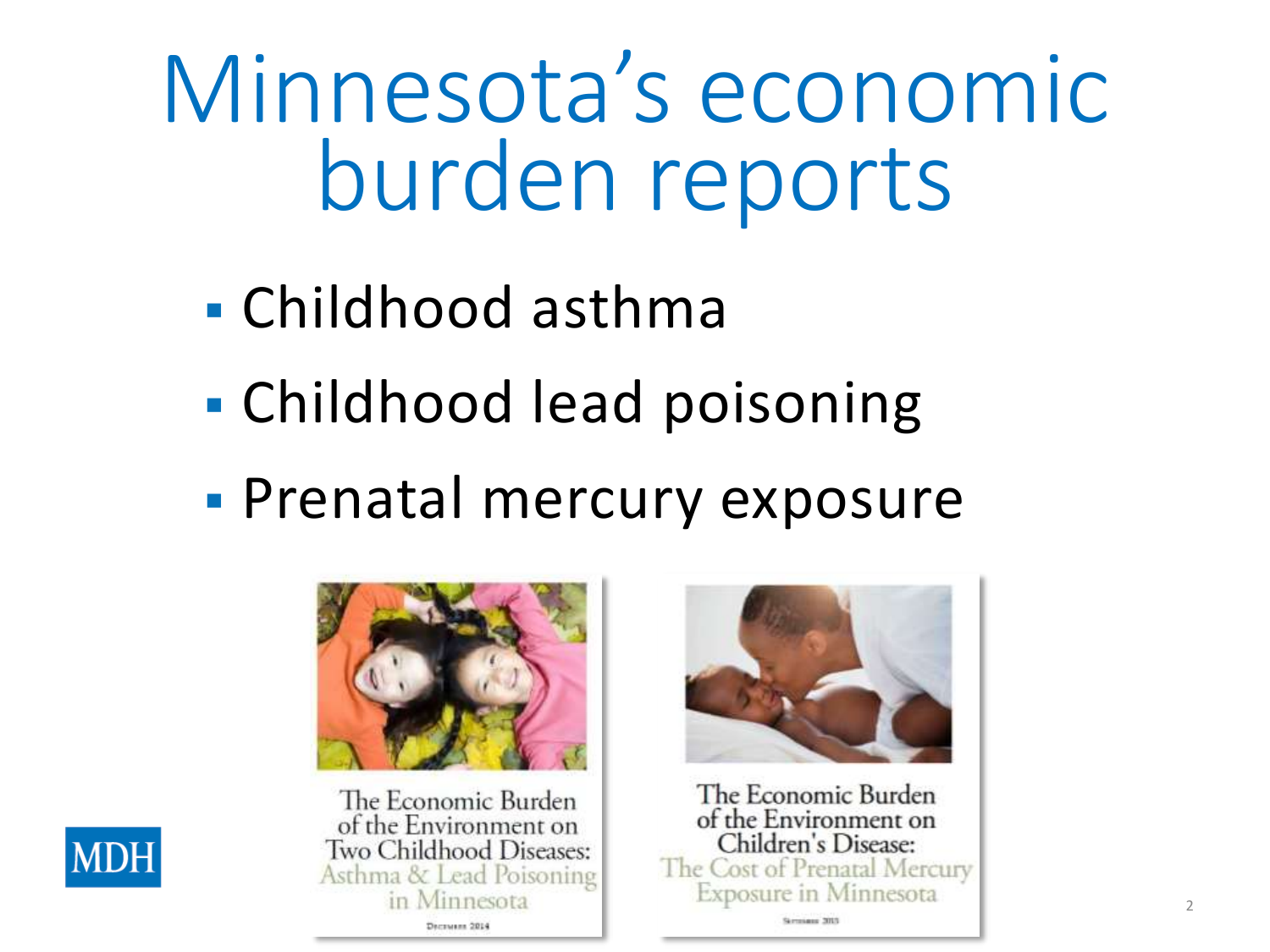# Minnesota's economic burden reports

- Childhood asthma
- Childhood lead poisoning
- Prenatal mercury exposure

The Economic Burden of the Environment on Two Childhood Diseases: Asthma & Lead Poisoning in Minnesota

December 2014

The Economic Burden of the Environment on Children's Disease: The Cost of Prenatal Mercury Exposure in Minnesota

September 2015

MDH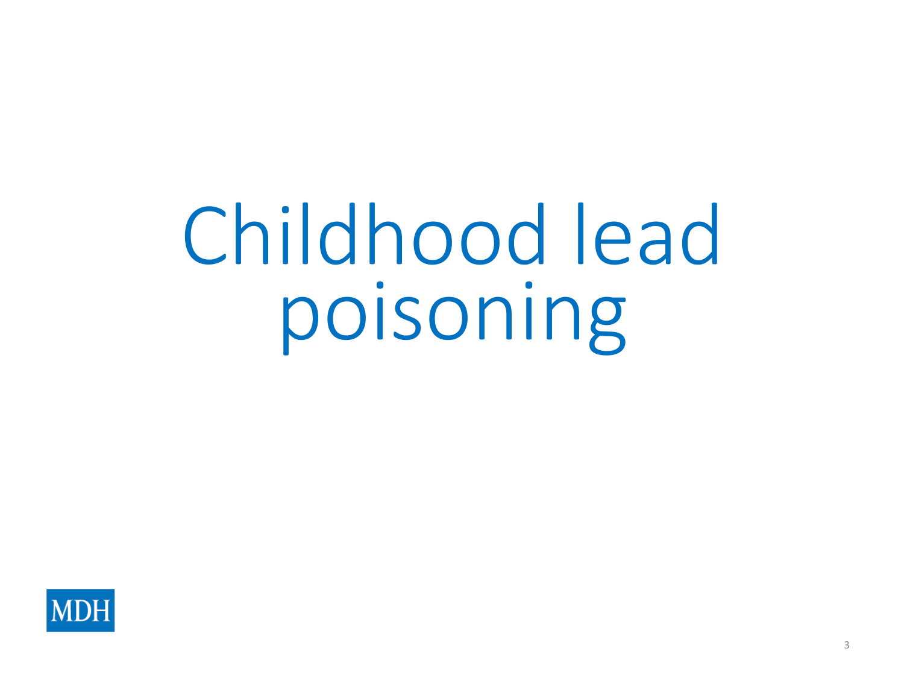# Childhood lead poisoning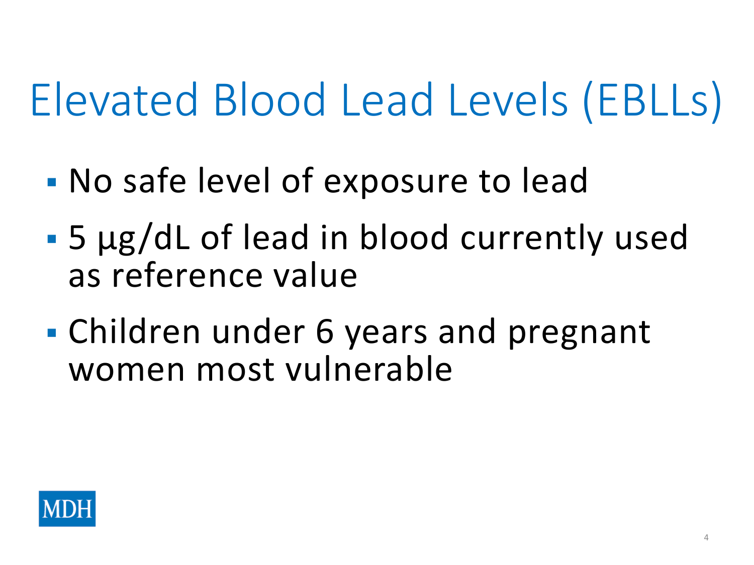# Elevated Blood Lead Levels (EBLLs)

- No safe level of exposure to lead
- 5 µg/dL of lead in blood currently used as reference value
- Children under 6 years and pregnant women most vulnerable

MDH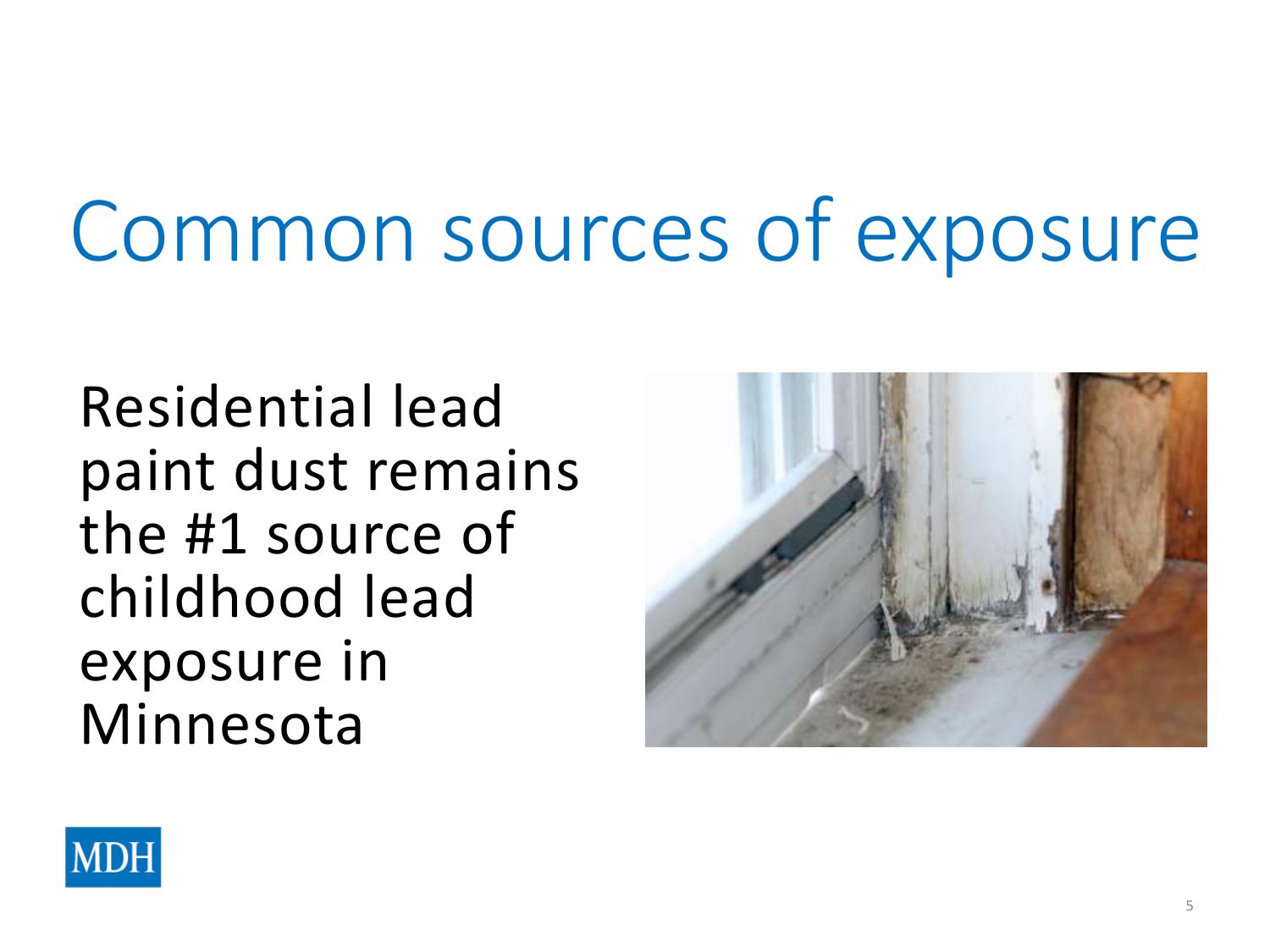# Common sources of exposure

Residential lead paint dust remains the #1 source of childhood lead exposure in Minnesota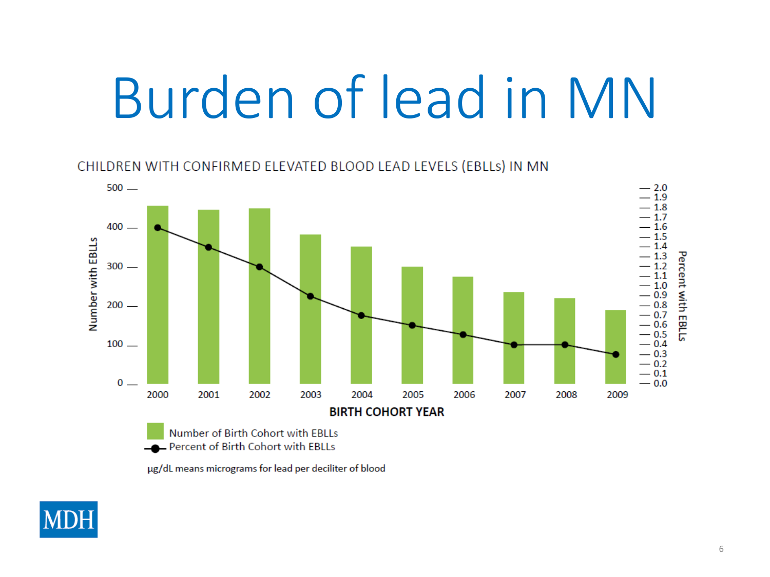# Burden of lead in MN

CHILDREN WITH CONFIRMED ELEVATED BLOOD LEAD LEVELS (EBLLs) IN MN

| Birth Cohort Year | 2000 | 2001 | 2002 | 2003 | 2004 | 2005 | 2006 | 2007 | 2008 | 2009 |
|---|---|---|---|---|---|---|---|---|---|---|

Number with EBLLs (0–500); Percent with EBLLs (0.0–2.0)

- Number of Birth Cohort with EBLLs
- Percent of Birth Cohort with EBLLs

µg/dL means micrograms for lead per deciliter of blood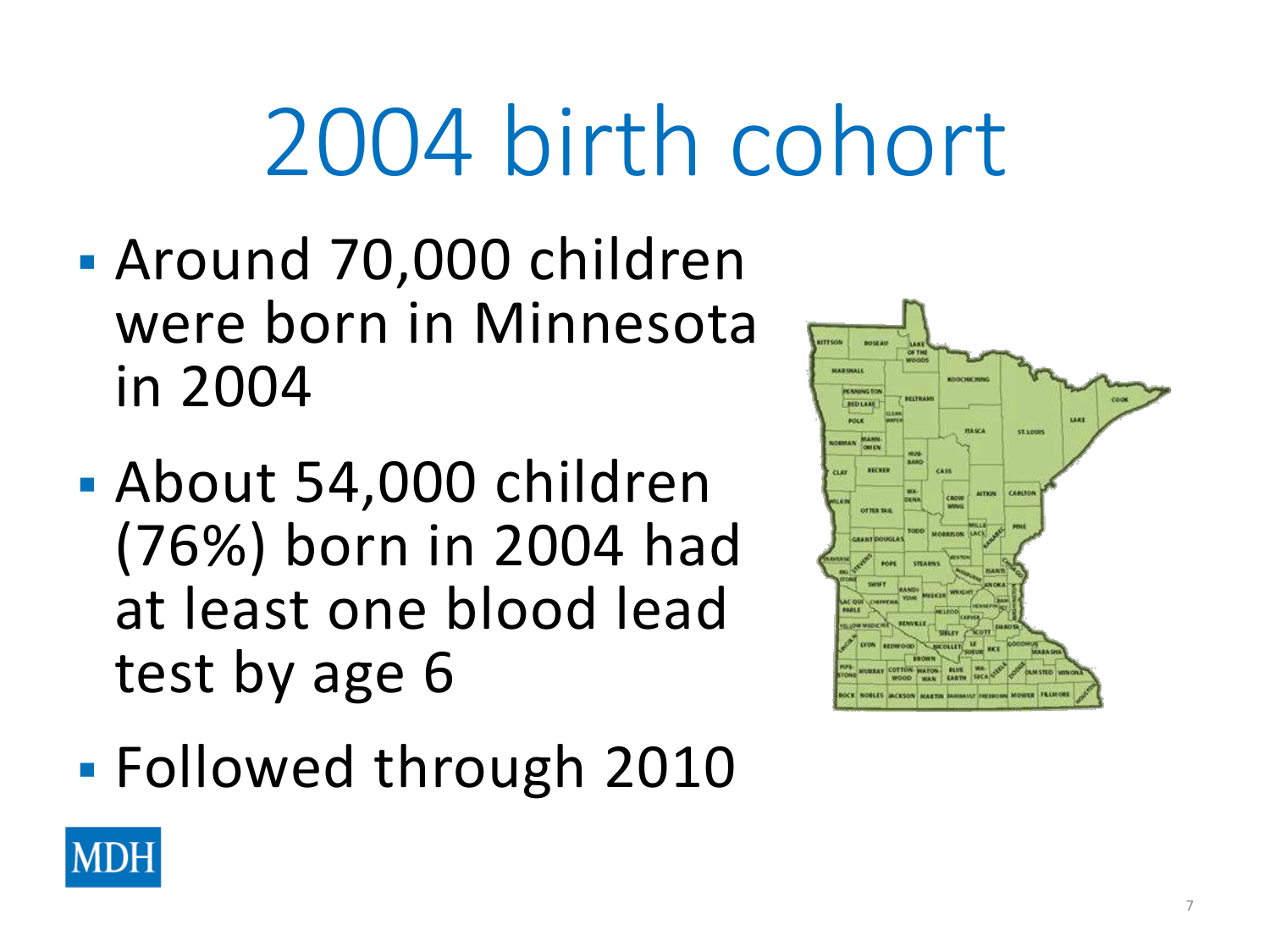# 2004 birth cohort

- Around 70,000 children were born in Minnesota in 2004
- About 54,000 children (76%) born in 2004 had at least one blood lead test by age 6
- Followed through 2010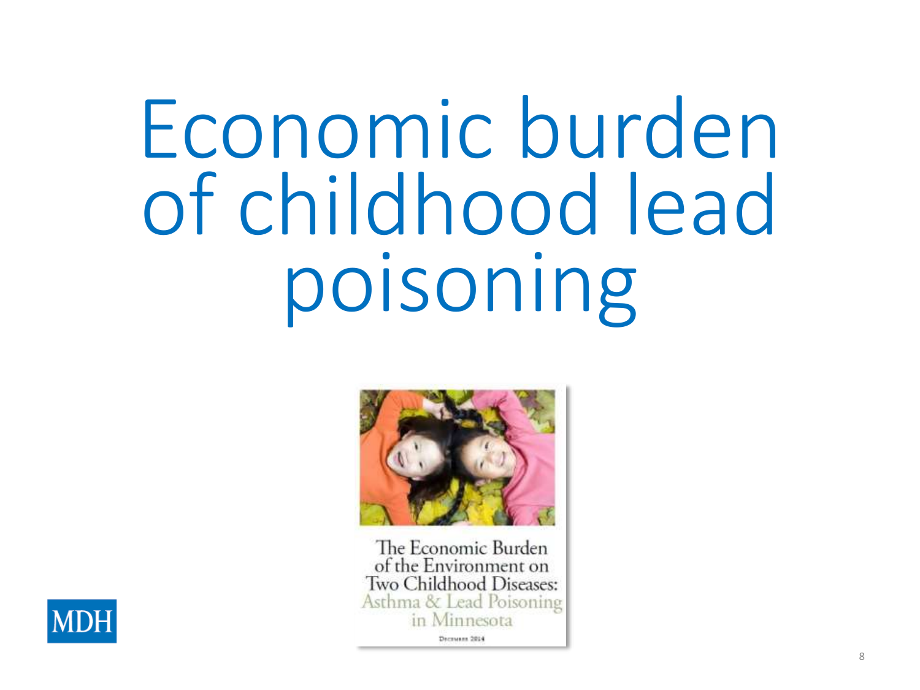# Economic burden of childhood lead poisoning

The Economic Burden of the Environment on Two Childhood Diseases: Asthma & Lead Poisoning in Minnesota

December 2014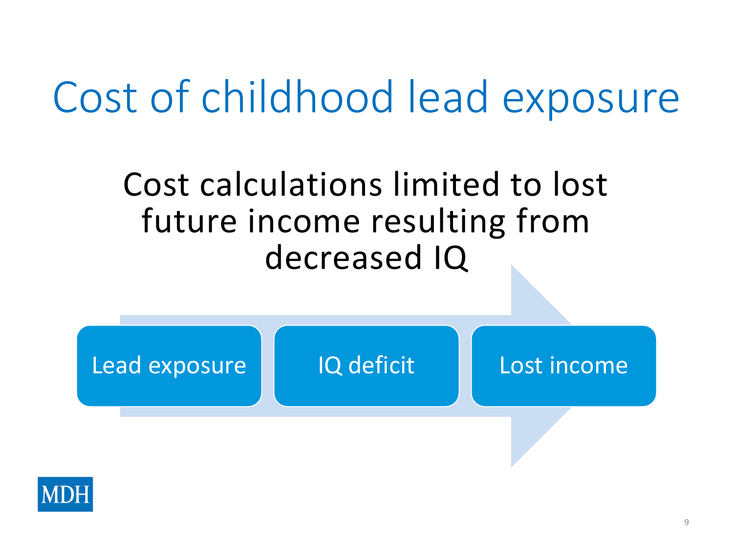# Cost of childhood lead exposure

Cost calculations limited to lost future income resulting from decreased IQ

Lead exposure → IQ deficit → Lost income

MDH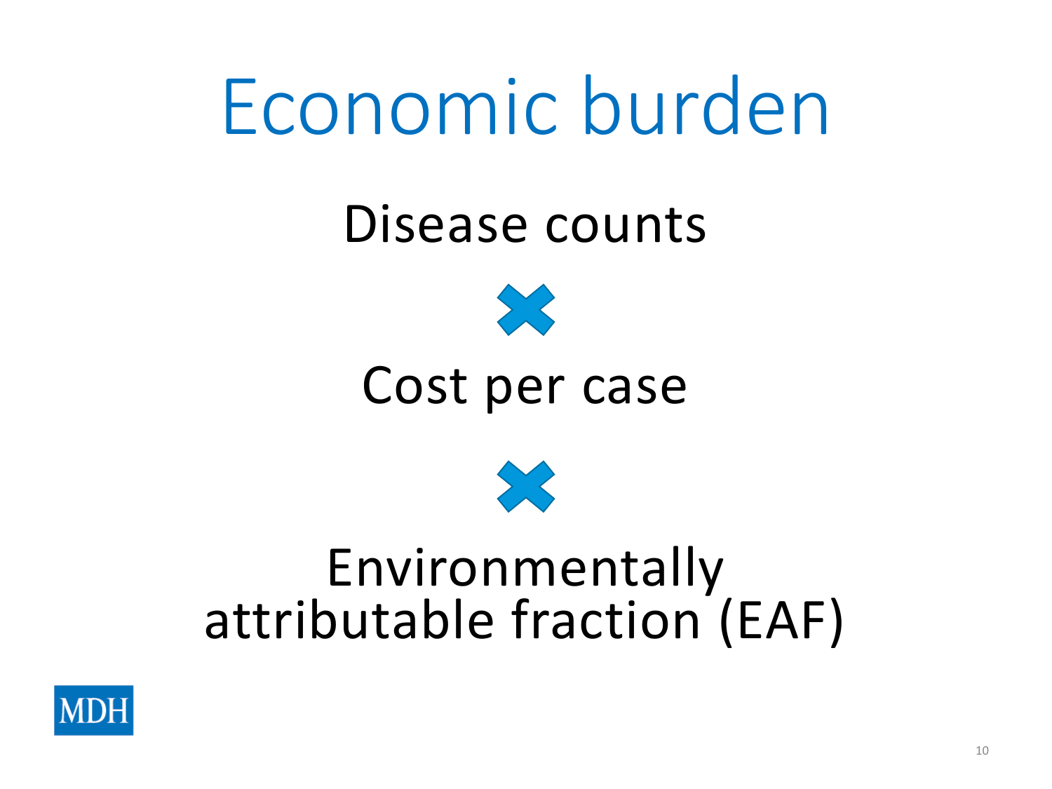# Economic burden

Disease counts

×

Cost per case

×

Environmentally attributable fraction (EAF)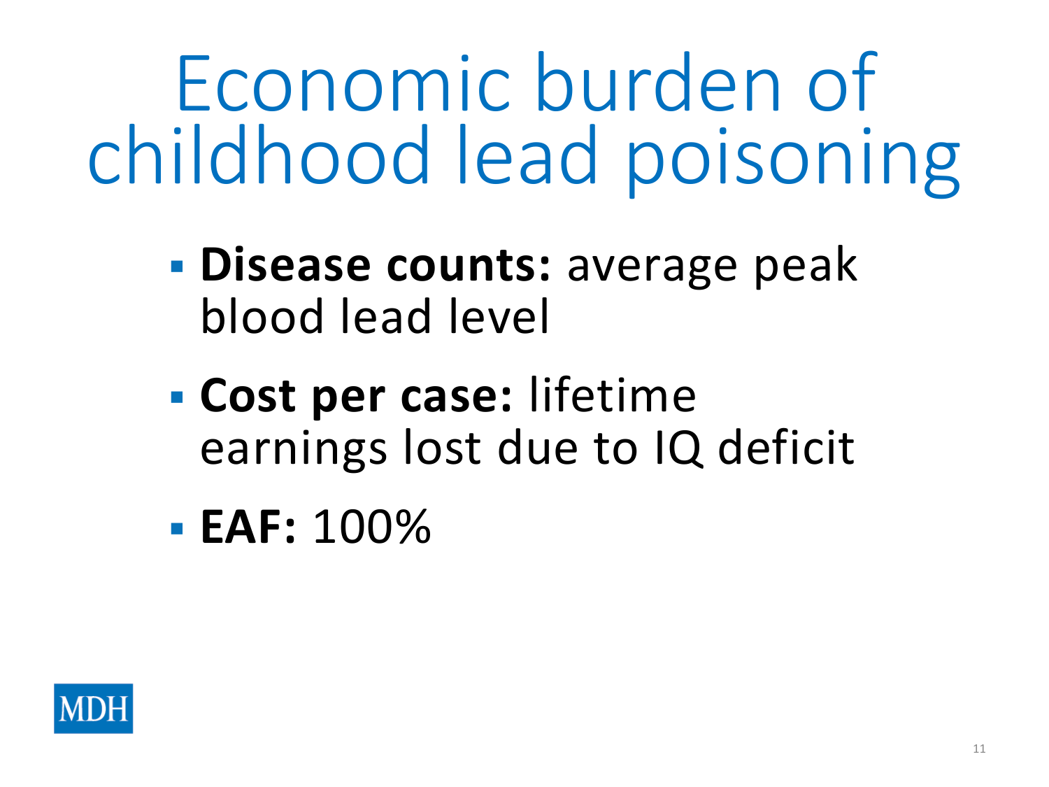# Economic burden of childhood lead poisoning

- **Disease counts:** average peak blood lead level
- **Cost per case:** lifetime earnings lost due to IQ deficit
- **EAF:** 100%

MDH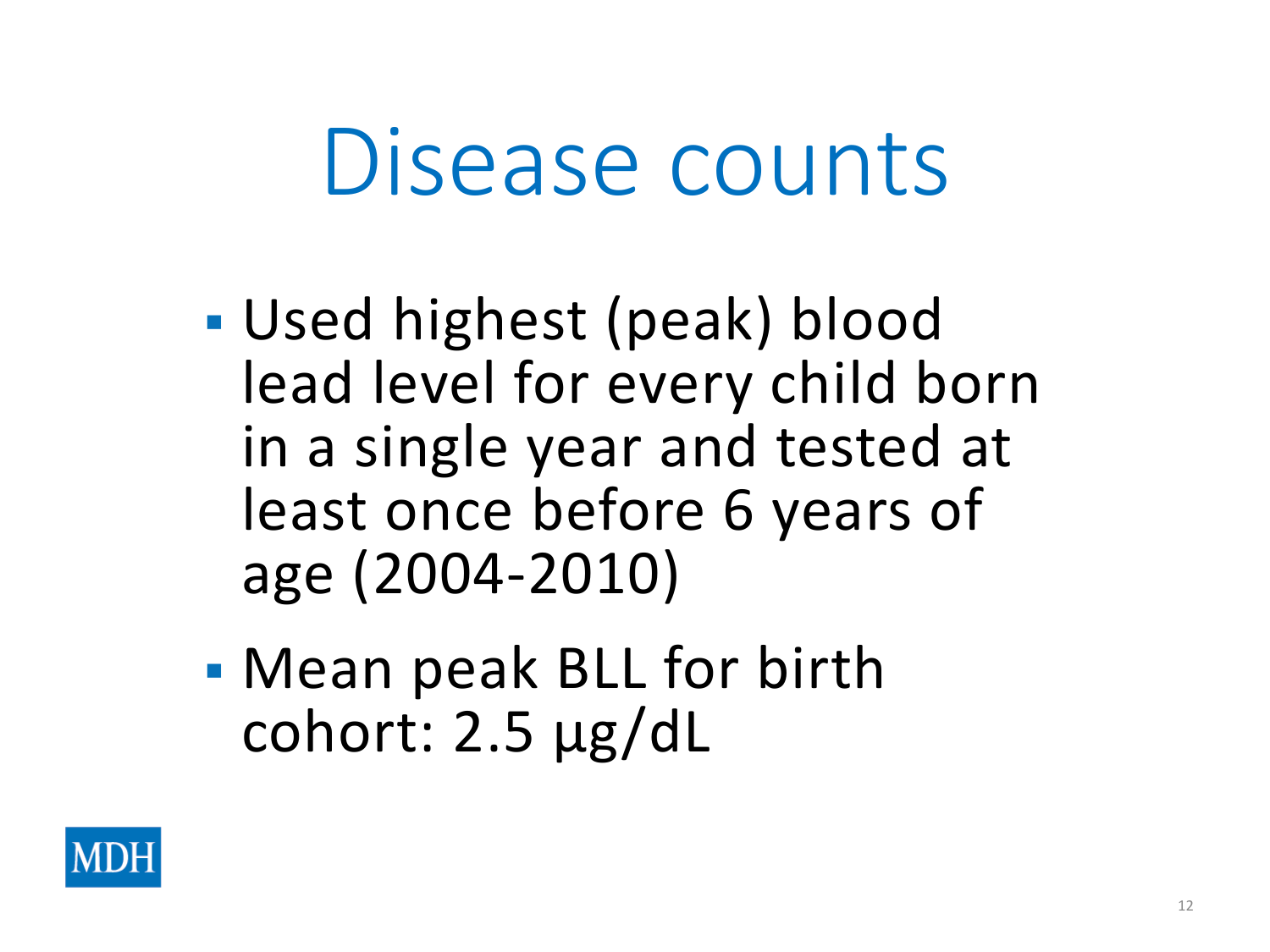# Disease counts

- Used highest (peak) blood lead level for every child born in a single year and tested at least once before 6 years of age (2004-2010)
- Mean peak BLL for birth cohort: 2.5 µg/dL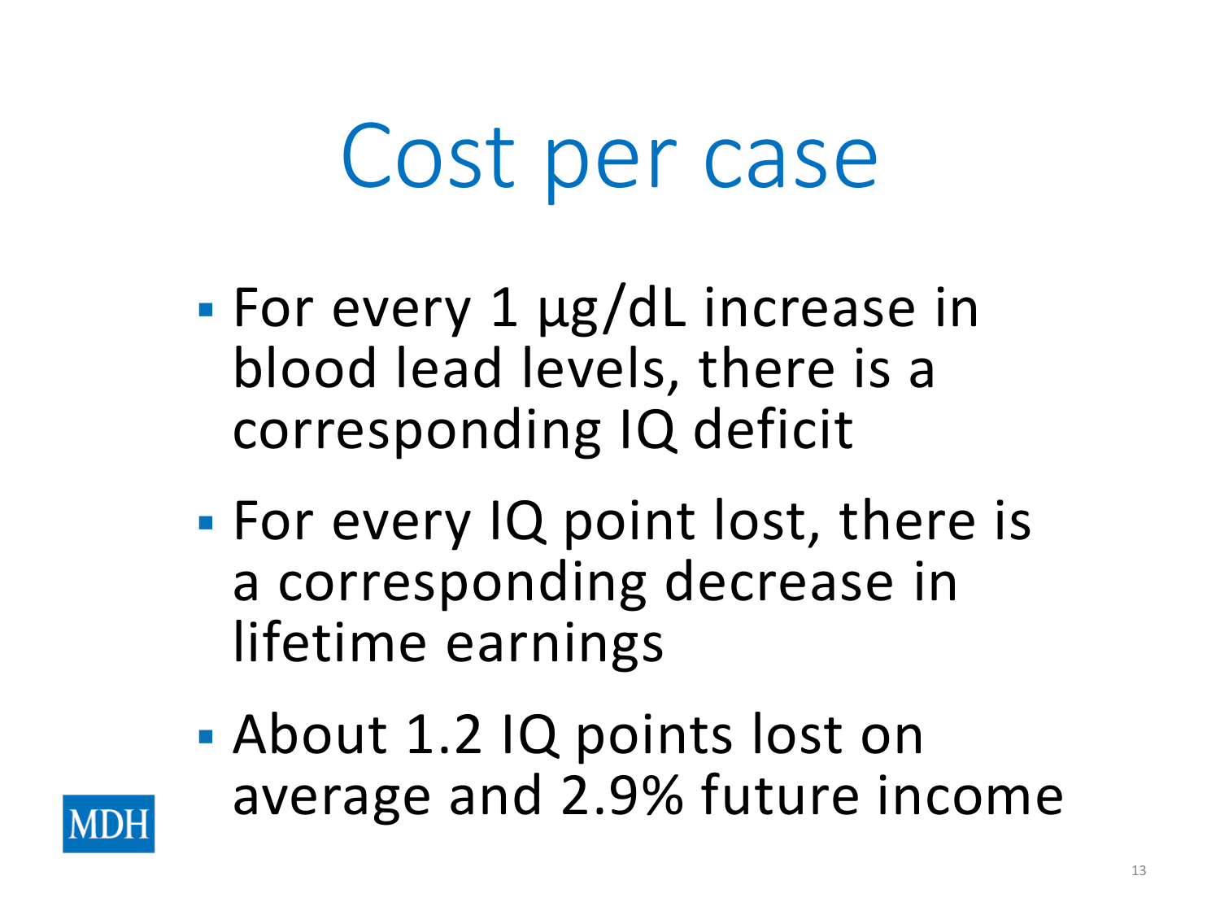# Cost per case

- For every 1 μg/dL increase in blood lead levels, there is a corresponding IQ deficit
- For every IQ point lost, there is a corresponding decrease in lifetime earnings
- About 1.2 IQ points lost on average and 2.9% future income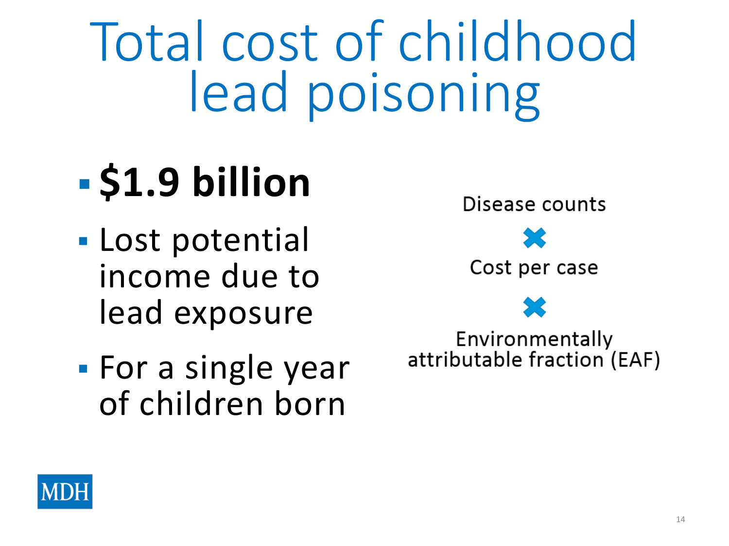# Total cost of childhood lead poisoning

- **$1.9 billion**
- Lost potential income due to lead exposure
- For a single year of children born

Disease counts

✖

Cost per case

✖

Environmentally attributable fraction (EAF)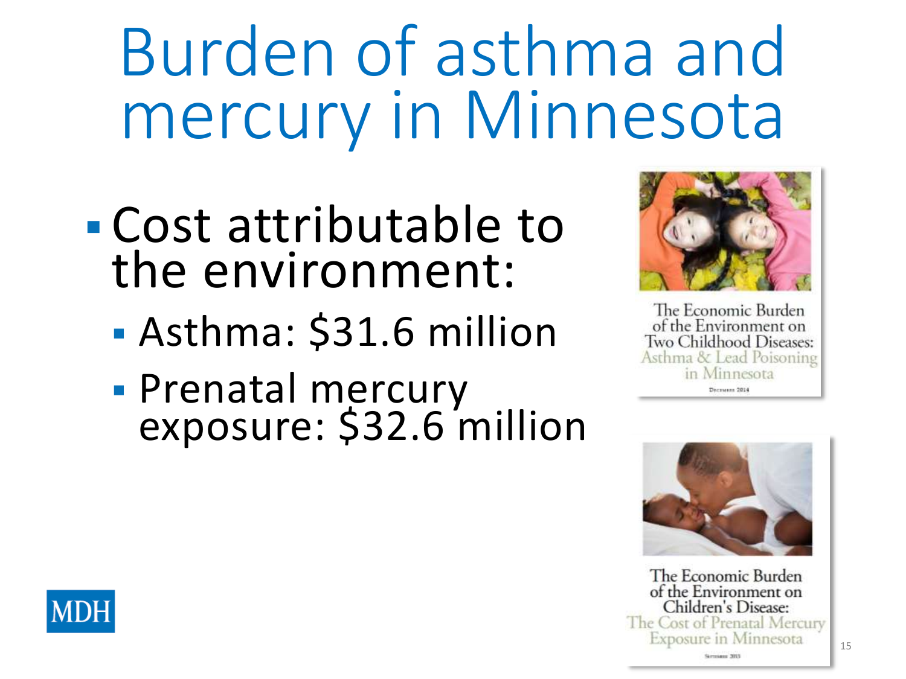# Burden of asthma and mercury in Minnesota

- Cost attributable to the environment:
  - Asthma: $31.6 million
  - Prenatal mercury exposure: $32.6 million

The Economic Burden of the Environment on Two Childhood Diseases: Asthma & Lead Poisoning in Minnesota

December 2014

The Economic Burden of the Environment on Children's Disease: The Cost of Prenatal Mercury Exposure in Minnesota

September 2013

MDH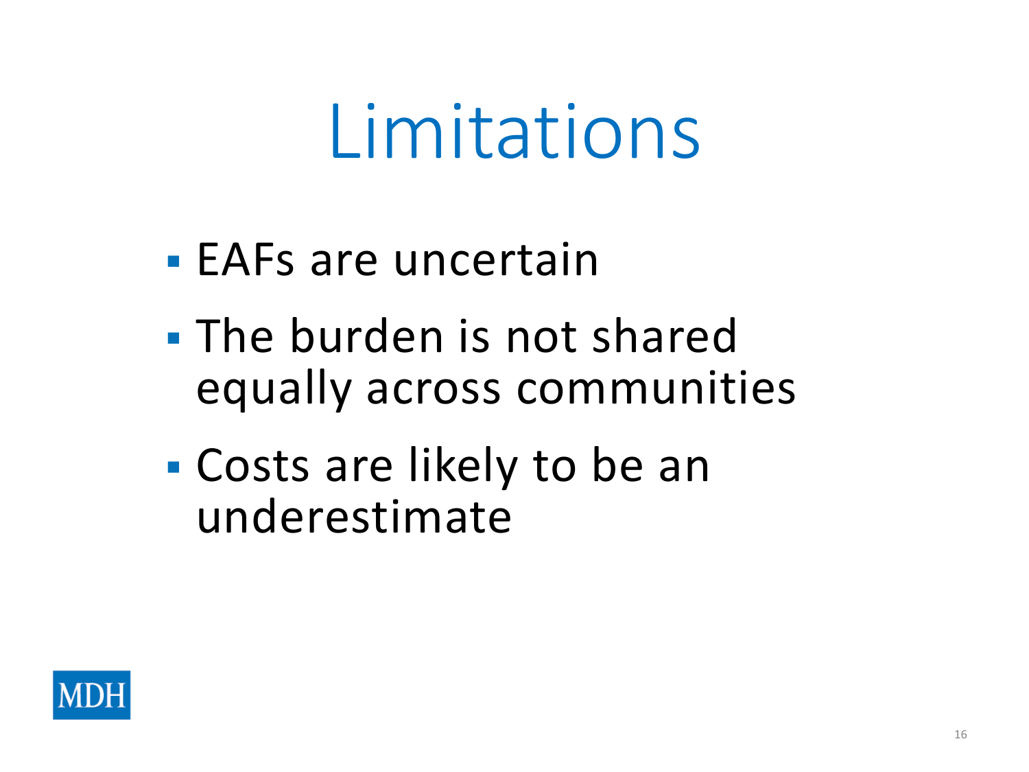# Limitations

- EAFs are uncertain
- The burden is not shared equally across communities
- Costs are likely to be an underestimate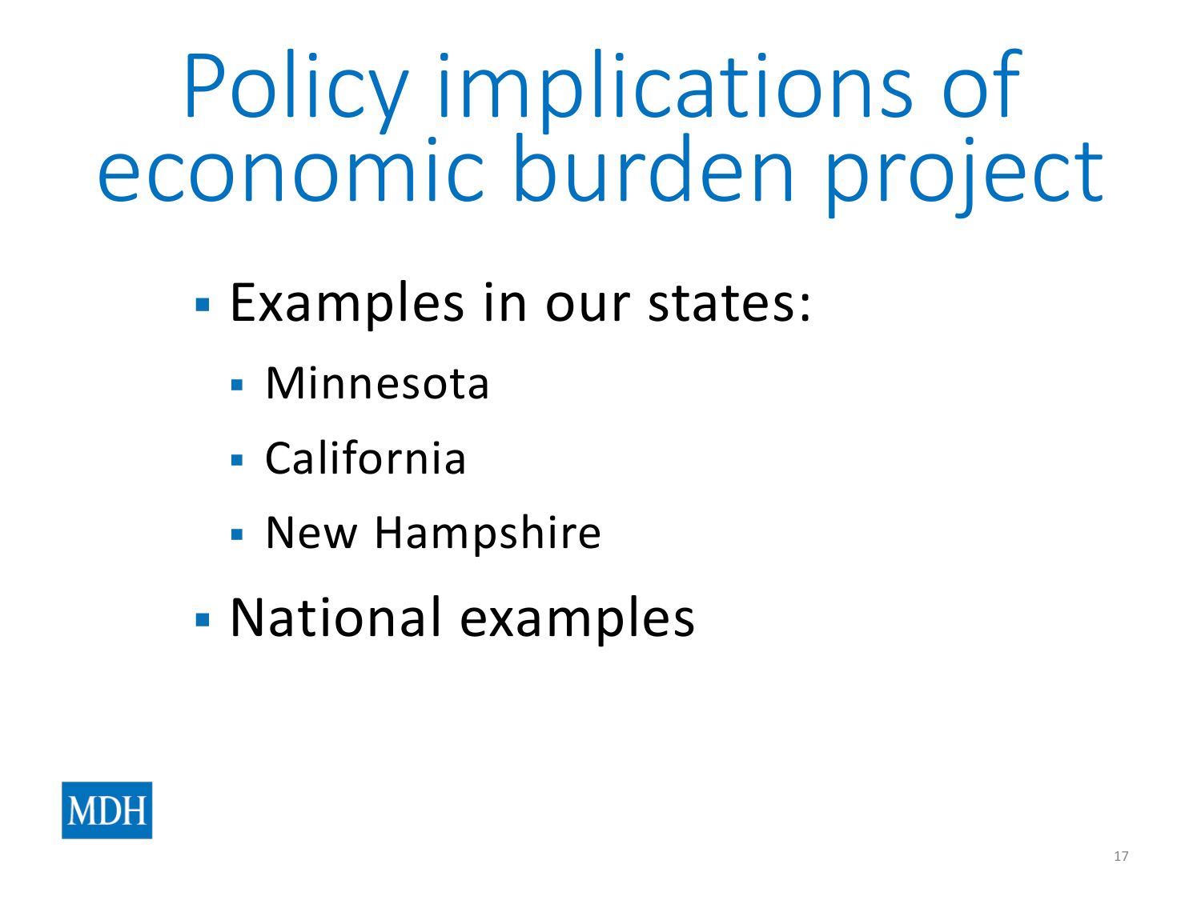# Policy implications of economic burden project

- Examples in our states:
  - Minnesota
  - California
  - New Hampshire
- National examples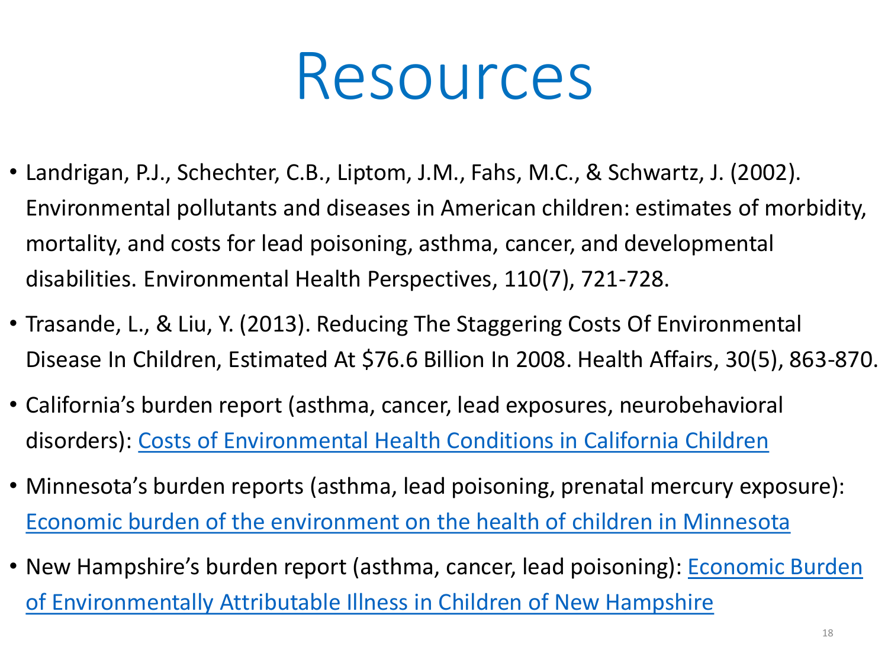# Resources

- Landrigan, P.J., Schechter, C.B., Liptom, J.M., Fahs, M.C., & Schwartz, J. (2002). Environmental pollutants and diseases in American children: estimates of morbidity, mortality, and costs for lead poisoning, asthma, cancer, and developmental disabilities. Environmental Health Perspectives, 110(7), 721-728.
- Trasande, L., & Liu, Y. (2013). Reducing The Staggering Costs Of Environmental Disease In Children, Estimated At $76.6 Billion In 2008. Health Affairs, 30(5), 863-870.
- California's burden report (asthma, cancer, lead exposures, neurobehavioral disorders): Costs of Environmental Health Conditions in California Children
- Minnesota's burden reports (asthma, lead poisoning, prenatal mercury exposure): Economic burden of the environment on the health of children in Minnesota
- New Hampshire's burden report (asthma, cancer, lead poisoning): Economic Burden of Environmentally Attributable Illness in Children of New Hampshire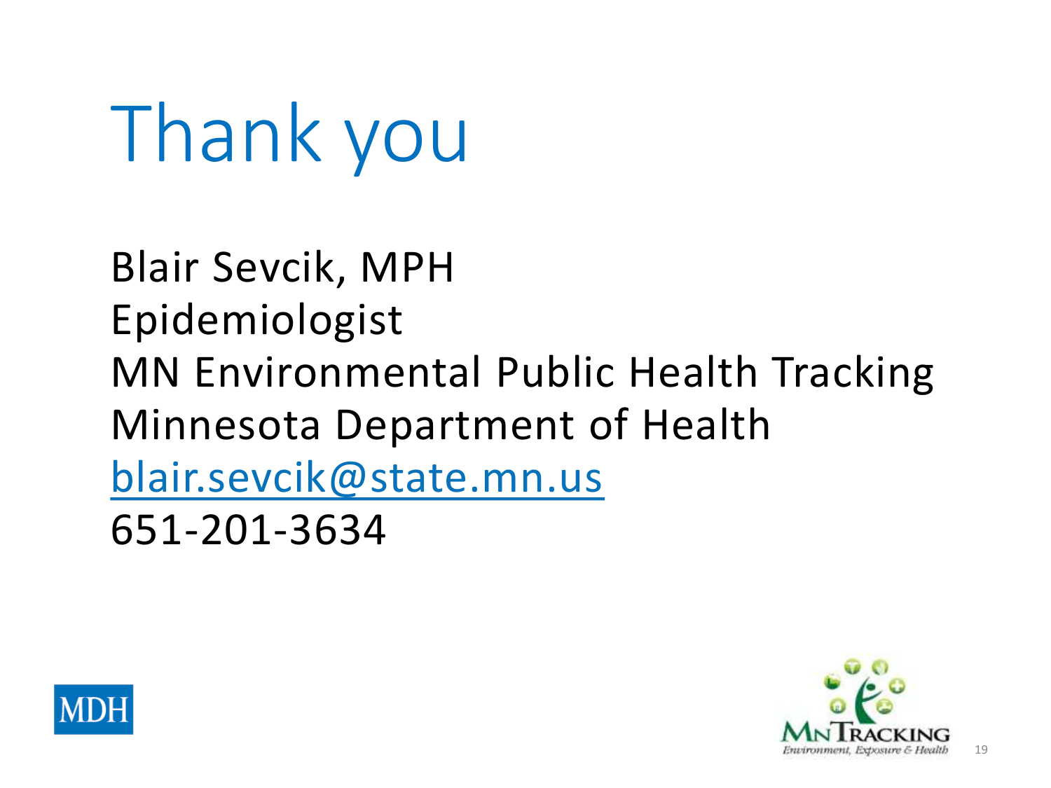# Thank you

Blair Sevcik, MPH
Epidemiologist
MN Environmental Public Health Tracking
Minnesota Department of Health
blair.sevcik@state.mn.us
651-201-3634

MDH

MnTracking
Environment, Exposure & Health